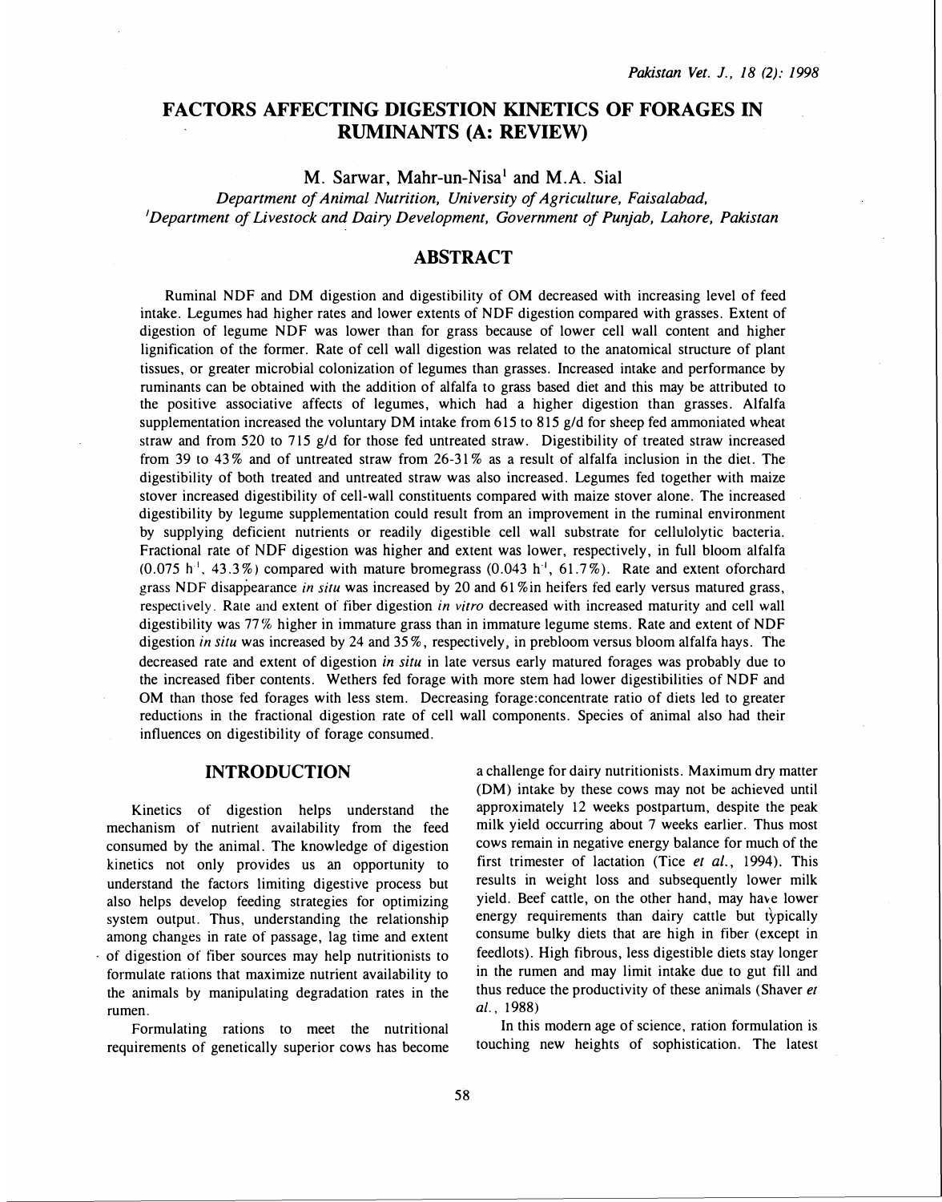# FACTORS AFFECTING DIGESTION KINETICS OF FORAGES IN RUMINANTS (A: REVIEW)

M. Sarwar, Mahr-un-Nisa[1] and M.A. Sial

*Department of Animal Nutrition, University of Agriculture, Faisalabad,*
*[1]Department of Livestock and Dairy Development, Government of Punjab, Lahore, Pakistan*

## ABSTRACT

Ruminal NDF and DM digestion and digestibility of OM decreased with increasing level of feed intake. Legumes had higher rates and lower extents of NDF digestion compared with grasses. Extent of digestion of legume NDF was lower than for grass because of lower cell wall content and higher lignification of the former. Rate of cell wall digestion was related to the anatomical structure of plant tissues, or greater microbial colonization of legumes than grasses. Increased intake and performance by ruminants can be obtained with the addition of alfalfa to grass based diet and this may be attributed to the positive associative affects of legumes, which had a higher digestion than grasses. Alfalfa supplementation increased the voluntary DM intake from 615 to 815 g/d for sheep fed ammoniated wheat straw and from 520 to 715 g/d for those fed untreated straw. Digestibility of treated straw increased from 39 to 43% and of untreated straw from 26-31% as a result of alfalfa inclusion in the diet. The digestibility of both treated and untreated straw was also increased. Legumes fed together with maize stover increased digestibility of cell-wall constituents compared with maize stover alone. The increased digestibility by legume supplementation could result from an improvement in the ruminal environment by supplying deficient nutrients or readily digestible cell wall substrate for cellulolytic bacteria. Fractional rate of NDF digestion was higher and extent was lower, respectively, in full bloom alfalfa ($0.075\ h^{-1}$, 43.3%) compared with mature bromegrass ($0.043\ h^{-1}$, 61.7%). Rate and extent oforchard grass NDF disappearance *in situ* was increased by 20 and 61%in heifers fed early versus matured grass, respectively. Rate and extent of fiber digestion *in vitro* decreased with increased maturity and cell wall digestibility was 77% higher in immature grass than in immature legume stems. Rate and extent of NDF digestion *in situ* was increased by 24 and 35%, respectively, in prebloom versus bloom alfalfa hays. The decreased rate and extent of digestion *in situ* in late versus early matured forages was probably due to the increased fiber contents. Wethers fed forage with more stem had lower digestibilities of NDF and OM than those fed forages with less stem. Decreasing forage:concentrate ratio of diets led to greater reductions in the fractional digestion rate of cell wall components. Species of animal also had their influences on digestibility of forage consumed.

## INTRODUCTION

Kinetics of digestion helps understand the mechanism of nutrient availability from the feed consumed by the animal. The knowledge of digestion kinetics not only provides us an opportunity to understand the factors limiting digestive process but also helps develop feeding strategies for optimizing system output. Thus, understanding the relationship among changes in rate of passage, lag time and extent of digestion of fiber sources may help nutritionists to formulate rations that maximize nutrient availability to the animals by manipulating degradation rates in the rumen.

Formulating rations to meet the nutritional requirements of genetically superior cows has become a challenge for dairy nutritionists. Maximum dry matter (DM) intake by these cows may not be achieved until approximately 12 weeks postpartum, despite the peak milk yield occurring about 7 weeks earlier. Thus most cows remain in negative energy balance for much of the first trimester of lactation (Tice *et al.*, 1994). This results in weight loss and subsequently lower milk yield. Beef cattle, on the other hand, may have lower energy requirements than dairy cattle but typically consume bulky diets that are high in fiber (except in feedlots). High fibrous, less digestible diets stay longer in the rumen and may limit intake due to gut fill and thus reduce the productivity of these animals (Shaver *et al.*, 1988)

In this modern age of science, ration formulation is touching new heights of sophistication. The latest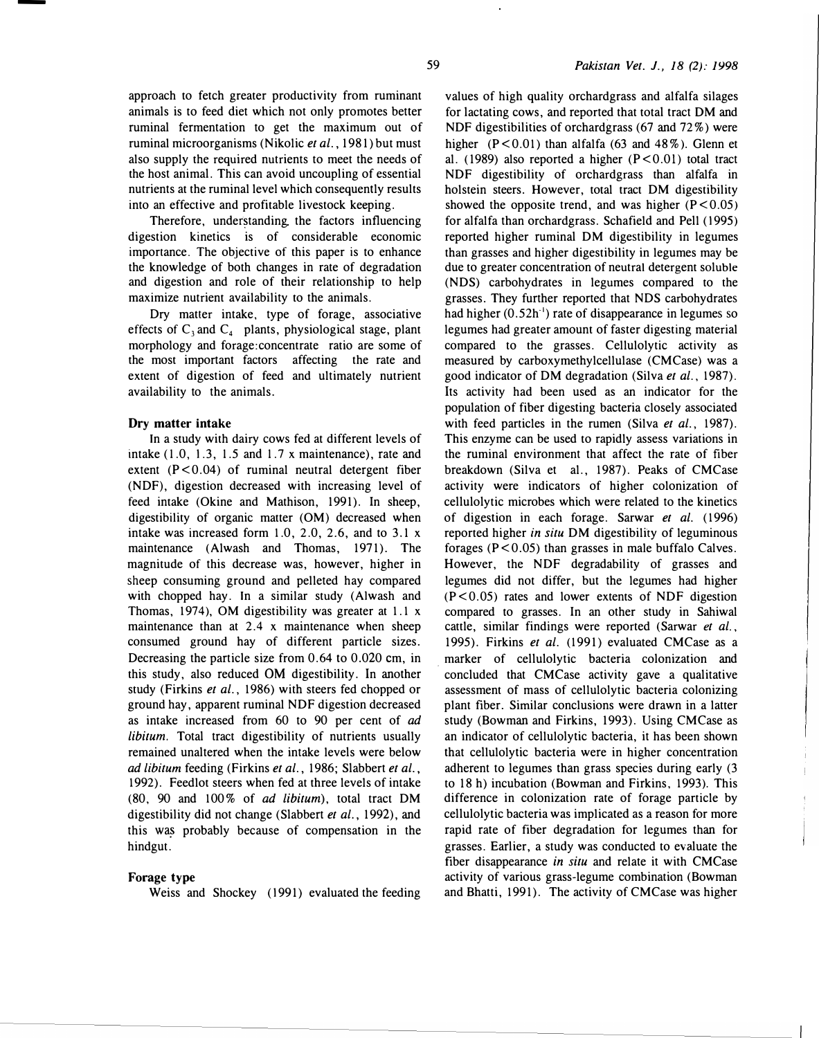approach to fetch greater productivity from ruminant animals is to feed diet which not only promotes better ruminal fermentation to get the maximum out of ruminal microorganisms (Nikolic *et al.*, 1981) but must also supply the required nutrients to meet the needs of the host animal. This can avoid uncoupling of essential nutrients at the ruminal level which consequently results into an effective and profitable livestock keeping.

Therefore, understanding the factors influencing digestion kinetics is of considerable economic importance. The objective of this paper is to enhance the knowledge of both changes in rate of degradation and digestion and role of their relationship to help maximize nutrient availability to the animals.

Dry matter intake, type of forage, associative effects of $C_3$ and $C_4$ plants, physiological stage, plant morphology and forage:concentrate ratio are some of the most important factors affecting the rate and extent of digestion of feed and ultimately nutrient availability to the animals.

## Dry matter intake

In a study with dairy cows fed at different levels of intake (1.0, 1.3, 1.5 and 1.7 x maintenance), rate and extent ($P<0.04$) of ruminal neutral detergent fiber (NDF), digestion decreased with increasing level of feed intake (Okine and Mathison, 1991). In sheep, digestibility of organic matter (OM) decreased when intake was increased form 1.0, 2.0, 2.6, and to 3.1 x maintenance (Alwash and Thomas, 1971). The magnitude of this decrease was, however, higher in sheep consuming ground and pelleted hay compared with chopped hay. In a similar study (Alwash and Thomas, 1974), OM digestibility was greater at 1.1 x maintenance than at 2.4 x maintenance when sheep consumed ground hay of different particle sizes. Decreasing the particle size from 0.64 to 0.020 cm, in this study, also reduced OM digestibility. In another study (Firkins *et al.*, 1986) with steers fed chopped or ground hay, apparent ruminal NDF digestion decreased as intake increased from 60 to 90 per cent of *ad libitum*. Total tract digestibility of nutrients usually remained unaltered when the intake levels were below *ad libitum* feeding (Firkins *et al.*, 1986; Slabbert *et al.*, 1992). Feedlot steers when fed at three levels of intake (80, 90 and 100% of *ad libitum*), total tract DM digestibility did not change (Slabbert *et al.*, 1992), and this was probably because of compensation in the hindgut.

## Forage type

Weiss and Shockey (1991) evaluated the feeding values of high quality orchardgrass and alfalfa silages for lactating cows, and reported that total tract DM and NDF digestibilities of orchardgrass (67 and 72%) were higher ($P<0.01$) than alfalfa (63 and 48%). Glenn et al. (1989) also reported a higher ($P<0.01$) total tract NDF digestibility of orchardgrass than alfalfa in holstein steers. However, total tract DM digestibility showed the opposite trend, and was higher ($P<0.05$) for alfalfa than orchardgrass. Schafield and Pell (1995) reported higher ruminal DM digestibility in legumes than grasses and higher digestibility in legumes may be due to greater concentration of neutral detergent soluble (NDS) carbohydrates in legumes compared to the grasses. They further reported that NDS carbohydrates had higher ($0.52h^{-1}$) rate of disappearance in legumes so legumes had greater amount of faster digesting material compared to the grasses. Cellulolytic activity as measured by carboxymethylcellulase (CMCase) was a good indicator of DM degradation (Silva *et al.*, 1987). Its activity had been used as an indicator for the population of fiber digesting bacteria closely associated with feed particles in the rumen (Silva *et al.*, 1987). This enzyme can be used to rapidly assess variations in the ruminal environment that affect the rate of fiber breakdown (Silva et al., 1987). Peaks of CMCase activity were indicators of higher colonization of cellulolytic microbes which were related to the kinetics of digestion in each forage. Sarwar *et al.* (1996) reported higher *in situ* DM digestibility of leguminous forages ($P<0.05$) than grasses in male buffalo Calves. However, the NDF degradability of grasses and legumes did not differ, but the legumes had higher ($P<0.05$) rates and lower extents of NDF digestion compared to grasses. In an other study in Sahiwal cattle, similar findings were reported (Sarwar *et al.*, 1995). Firkins *et al.* (1991) evaluated CMCase as a marker of cellulolytic bacteria colonization and concluded that CMCase activity gave a qualitative assessment of mass of cellulolytic bacteria colonizing plant fiber. Similar conclusions were drawn in a latter study (Bowman and Firkins, 1993). Using CMCase as an indicator of cellulolytic bacteria, it has been shown that cellulolytic bacteria were in higher concentration adherent to legumes than grass species during early (3 to 18 h) incubation (Bowman and Firkins, 1993). This difference in colonization rate of forage particle by cellulolytic bacteria was implicated as a reason for more rapid rate of fiber degradation for legumes than for grasses. Earlier, a study was conducted to evaluate the fiber disappearance *in situ* and relate it with CMCase activity of various grass-legume combination (Bowman and Bhatti, 1991). The activity of CMCase was higher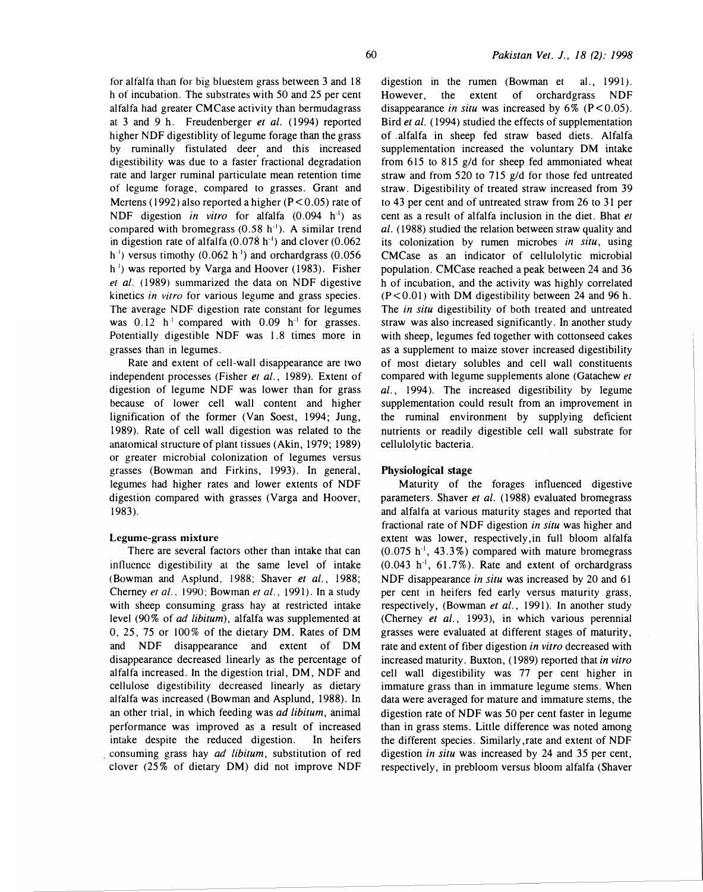for alfalfa than for big bluestem grass between 3 and 18 h of incubation. The substrates with 50 and 25 per cent alfalfa had greater CMCase activity than bermudagrass at 3 and 9 h. Freudenberger *et al.* (1994) reported higher NDF digestiblity of legume forage than the grass by ruminally fistulated deer and this increased digestibility was due to a faster fractional degradation rate and larger ruminal particulate mean retention time of legume forage, compared to grasses. Grant and Mertens (1992) also reported a higher ($P<0.05$) rate of NDF digestion *in vitro* for alfalfa (0.094 $h^{-1}$) as compared with bromegrass (0.58 $h^{-1}$). A similar trend in digestion rate of alfalfa (0.078 $h^{-1}$) and clover (0.062 $h^{-1}$) versus timothy (0.062 $h^{-1}$) and orchardgrass (0.056 $h^{-1}$) was reported by Varga and Hoover (1983). Fisher *et al.* (1989) summarized the data on NDF digestive kinetics *in vitro* for various legume and grass species. The average NDF digestion rate constant for legumes was 0.12 $h^{-1}$ compared with 0.09 $h^{-1}$ for grasses. Potentially digestible NDF was 1.8 times more in grasses than in legumes.

Rate and extent of cell-wall disappearance are two independent processes (Fisher *et al.*, 1989). Extent of digestion of legume NDF was lower than for grass because of lower cell wall content and higher lignification of the former (Van Soest, 1994; Jung, 1989). Rate of cell wall digestion was related to the anatomical structure of plant tissues (Akin, 1979; 1989) or greater microbial colonization of legumes versus grasses (Bowman and Firkins, 1993). In general, legumes had higher rates and lower extents of NDF digestion compared with grasses (Varga and Hoover, 1983).

### Legume-grass mixture

There are several factors other than intake that can influence digestibility at the same level of intake (Bowman and Asplund, 1988; Shaver *et al.*, 1988; Cherney *et al.*, 1990; Bowman *et al.*, 1991). In a study with sheep consuming grass hay at restricted intake level (90% of *ad libitum*), alfalfa was supplemented at 0, 25, 75 or 100% of the dietary DM. Rates of DM and NDF disappearance and extent of DM disappearance decreased linearly as the percentage of alfalfa increased. In the digestion trial, DM, NDF and cellulose digestibility decreased linearly as dietary alfalfa was increased (Bowman and Asplund, 1988). In an other trial, in which feeding was *ad libitum*, animal performance was improved as a result of increased intake despite the reduced digestion. In heifers consuming grass hay *ad libitum*, substitution of red clover (25% of dietary DM) did not improve NDF digestion in the rumen (Bowman et al., 1991). However, the extent of orchardgrass NDF disappearance *in situ* was increased by 6% ($P<0.05$). Bird *et al.* (1994) studied the effects of supplementation of alfalfa in sheep fed straw based diets. Alfalfa supplementation increased the voluntary DM intake from 615 to 815 g/d for sheep fed ammoniated wheat straw and from 520 to 715 g/d for those fed untreated straw. Digestibility of treated straw increased from 39 to 43 per cent and of untreated straw from 26 to 31 per cent as a result of alfalfa inclusion in the diet. Bhat *et al.* (1988) studied the relation between straw quality and its colonization by rumen microbes *in situ*, using CMCase as an indicator of cellulolytic microbial population. CMCase reached a peak between 24 and 36 h of incubation, and the activity was highly correlated ($P<0.01$) with DM digestibility between 24 and 96 h. The *in situ* digestibility of both treated and untreated straw was also increased significantly. In another study with sheep, legumes fed together with cottonseed cakes as a supplement to maize stover increased digestibility of most dietary solubles and cell wall constituents compared with legume supplements alone (Gatachew *et al.*, 1994). The increased digestibility by legume supplementation could result from an improvement in the ruminal environment by supplying deficient nutrients or readily digestible cell wall substrate for cellulolytic bacteria.

### Physiological stage

Maturity of the forages influenced digestive parameters. Shaver *et al.* (1988) evaluated bromegrass and alfalfa at various maturity stages and reported that fractional rate of NDF digestion *in situ* was higher and extent was lower, respectively, in full bloom alfalfa (0.075 $h^{-1}$, 43.3%) compared with mature bromegrass (0.043 $h^{-1}$, 61.7%). Rate and extent of orchardgrass NDF disappearance *in situ* was increased by 20 and 61 per cent in heifers fed early versus maturity grass, respectively, (Bowman *et al.*, 1991). In another study (Cherney *et al.*, 1993), in which various perennial grasses were evaluated at different stages of maturity, rate and extent of fiber digestion *in vitro* decreased with increased maturity. Buxton, (1989) reported that *in vitro* cell wall digestibility was 77 per cent higher in immature grass than in immature legume stems. When data were averaged for mature and immature stems, the digestion rate of NDF was 50 per cent faster in legume than in grass stems. Little difference was noted among the different species. Similarly, rate and extent of NDF digestion *in situ* was increased by 24 and 35 per cent, respectively, in prebloom versus bloom alfalfa (Shaver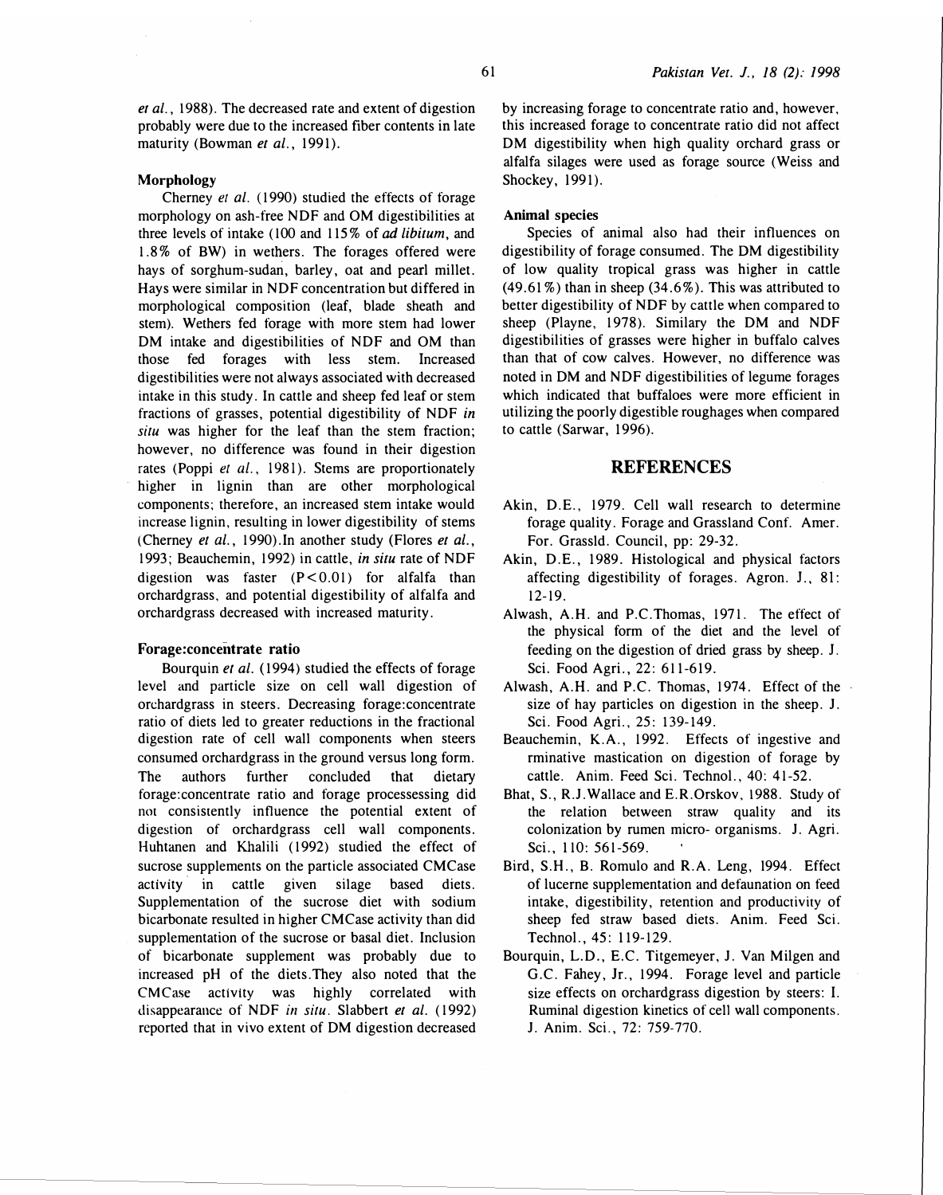et al., 1988). The decreased rate and extent of digestion probably were due to the increased fiber contents in late maturity (Bowman et al., 1991).

### Morphology

Cherney et al. (1990) studied the effects of forage morphology on ash-free NDF and OM digestibilities at three levels of intake (100 and 115% of *ad libitum*, and 1.8% of BW) in wethers. The forages offered were hays of sorghum-sudan, barley, oat and pearl millet. Hays were similar in NDF concentration but differed in morphological composition (leaf, blade sheath and stem). Wethers fed forage with more stem had lower DM intake and digestibilities of NDF and OM than those fed forages with less stem. Increased digestibilities were not always associated with decreased intake in this study. In cattle and sheep fed leaf or stem fractions of grasses, potential digestibility of NDF *in situ* was higher for the leaf than the stem fraction; however, no difference was found in their digestion rates (Poppi et al., 1981). Stems are proportionately higher in lignin than are other morphological components; therefore, an increased stem intake would increase lignin, resulting in lower digestibility of stems (Cherney et al., 1990).In another study (Flores et al., 1993; Beauchemin, 1992) in cattle, *in situ* rate of NDF digestion was faster ($P<0.01$) for alfalfa than orchardgrass, and potential digestibility of alfalfa and orchardgrass decreased with increased maturity.

### Forage:concentrate ratio

Bourquin et al. (1994) studied the effects of forage level and particle size on cell wall digestion of orchardgrass in steers. Decreasing forage:concentrate ratio of diets led to greater reductions in the fractional digestion rate of cell wall components when steers consumed orchardgrass in the ground versus long form. The authors further concluded that dietary forage:concentrate ratio and forage processessing did not consistently influence the potential extent of digestion of orchardgrass cell wall components. Huhtanen and Khalili (1992) studied the effect of sucrose supplements on the particle associated CMCase activity in cattle given silage based diets. Supplementation of the sucrose diet with sodium bicarbonate resulted in higher CMCase activity than did supplementation of the sucrose or basal diet. Inclusion of bicarbonate supplement was probably due to increased pH of the diets.They also noted that the CMCase activity was highly correlated with disappearance of NDF *in situ*. Slabbert et al. (1992) reported that in vivo extent of DM digestion decreased by increasing forage to concentrate ratio and, however, this increased forage to concentrate ratio did not affect DM digestibility when high quality orchard grass or alfalfa silages were used as forage source (Weiss and Shockey, 1991).

### Animal species

Species of animal also had their influences on digestibility of forage consumed. The DM digestibility of low quality tropical grass was higher in cattle (49.61%) than in sheep (34.6%). This was attributed to better digestibility of NDF by cattle when compared to sheep (Playne, 1978). Similary the DM and NDF digestibilities of grasses were higher in buffalo calves than that of cow calves. However, no difference was noted in DM and NDF digestibilities of legume forages which indicated that buffaloes were more efficient in utilizing the poorly digestible roughages when compared to cattle (Sarwar, 1996).

## REFERENCES

Akin, D.E., 1979. Cell wall research to determine forage quality. Forage and Grassland Conf. Amer. For. Grassld. Council, pp: 29-32.

Akin, D.E., 1989. Histological and physical factors affecting digestibility of forages. Agron. J., 81: 12-19.

Alwash, A.H. and P.C.Thomas, 1971. The effect of the physical form of the diet and the level of feeding on the digestion of dried grass by sheep. J. Sci. Food Agri., 22: 611-619.

Alwash, A.H. and P.C. Thomas, 1974. Effect of the size of hay particles on digestion in the sheep. J. Sci. Food Agri., 25: 139-149.

Beauchemin, K.A., 1992. Effects of ingestive and rminative mastication on digestion of forage by cattle. Anim. Feed Sci. Technol., 40: 41-52.

Bhat, S., R.J.Wallace and E.R.Orskov, 1988. Study of the relation between straw quality and its colonization by rumen micro- organisms. J. Agri. Sci., 110: 561-569.

Bird, S.H., B. Romulo and R.A. Leng, 1994. Effect of lucerne supplementation and defaunation on feed intake, digestibility, retention and productivity of sheep fed straw based diets. Anim. Feed Sci. Technol., 45: 119-129.

Bourquin, L.D., E.C. Titgemeyer, J. Van Milgen and G.C. Fahey, Jr., 1994. Forage level and particle size effects on orchardgrass digestion by steers: I. Ruminal digestion kinetics of cell wall components. J. Anim. Sci., 72: 759-770.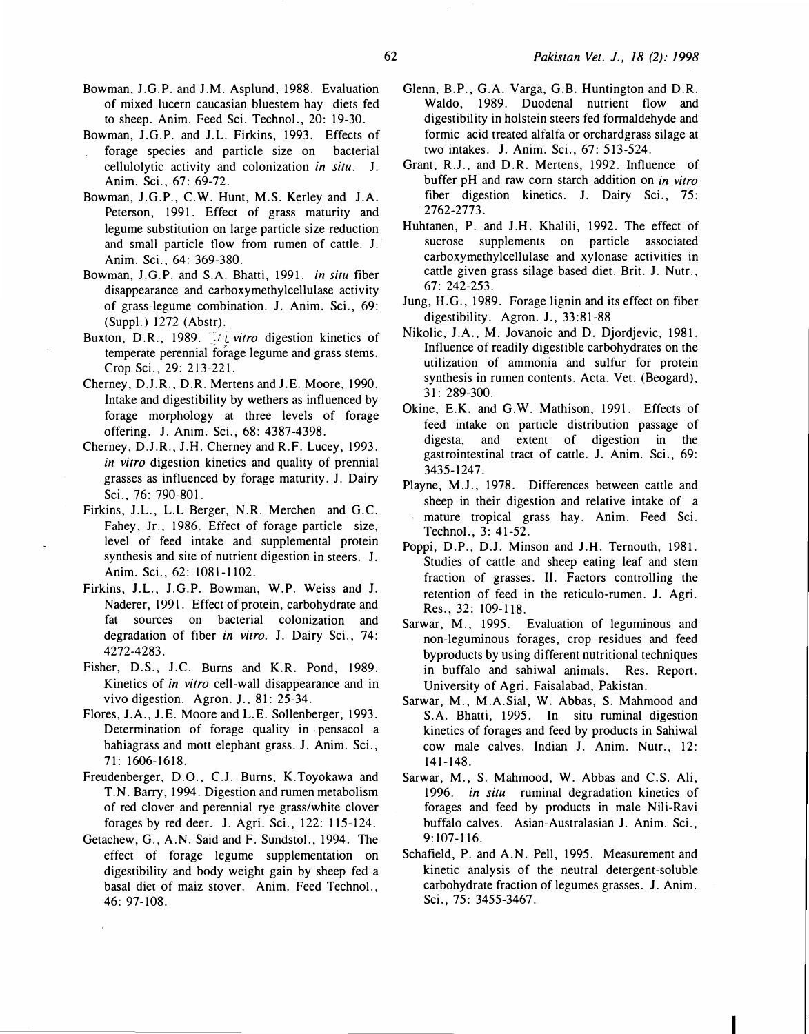Bowman, J.G.P. and J.M. Asplund, 1988. Evaluation of mixed lucern caucasian bluestem hay diets fed to sheep. Anim. Feed Sci. Technol., 20: 19-30.

Bowman, J.G.P. and J.L. Firkins, 1993. Effects of forage species and particle size on bacterial cellulolytic activity and colonization *in situ*. J. Anim. Sci., 67: 69-72.

Bowman, J.G.P., C.W. Hunt, M.S. Kerley and J.A. Peterson, 1991. Effect of grass maturity and legume substitution on large particle size reduction and small particle flow from rumen of cattle. J. Anim. Sci., 64: 369-380.

Bowman, J.G.P. and S.A. Bhatti, 1991. *in situ* fiber disappearance and carboxymethylcellulase activity of grass-legume combination. J. Anim. Sci., 69: (Suppl.) 1272 (Abstr).

Buxton, D.R., 1989. *In vitro* digestion kinetics of temperate perennial forage legume and grass stems. Crop Sci., 29: 213-221.

Cherney, D.J.R., D.R. Mertens and J.E. Moore, 1990. Intake and digestibility by wethers as influenced by forage morphology at three levels of forage offering. J. Anim. Sci., 68: 4387-4398.

Cherney, D.J.R., J.H. Cherney and R.F. Lucey, 1993. *in vitro* digestion kinetics and quality of prennial grasses as influenced by forage maturity. J. Dairy Sci., 76: 790-801.

Firkins, J.L., L.L Berger, N.R. Merchen and G.C. Fahey, Jr., 1986. Effect of forage particle size, level of feed intake and supplemental protein synthesis and site of nutrient digestion in steers. J. Anim. Sci., 62: 1081-1102.

Firkins, J.L., J.G.P. Bowman, W.P. Weiss and J. Naderer, 1991. Effect of protein, carbohydrate and fat sources on bacterial colonization and degradation of fiber *in vitro*. J. Dairy Sci., 74: 4272-4283.

Fisher, D.S., J.C. Burns and K.R. Pond, 1989. Kinetics of *in vitro* cell-wall disappearance and in vivo digestion. Agron. J., 81: 25-34.

Flores, J.A., J.E. Moore and L.E. Sollenberger, 1993. Determination of forage quality in pensacol a bahiagrass and mott elephant grass. J. Anim. Sci., 71: 1606-1618.

Freudenberger, D.O., C.J. Burns, K.Toyokawa and T.N. Barry, 1994. Digestion and rumen metabolism of red clover and perennial rye grass/white clover forages by red deer. J. Agri. Sci., 122: 115-124.

Getachew, G., A.N. Said and F. Sundstol., 1994. The effect of forage legume supplementation on digestibility and body weight gain by sheep fed a basal diet of maiz stover. Anim. Feed Technol., 46: 97-108.

Glenn, B.P., G.A. Varga, G.B. Huntington and D.R. Waldo, 1989. Duodenal nutrient flow and digestibility in holstein steers fed formaldehyde and formic acid treated alfalfa or orchardgrass silage at two intakes. J. Anim. Sci., 67: 513-524.

Grant, R.J., and D.R. Mertens, 1992. Influence of buffer pH and raw corn starch addition on *in vitro* fiber digestion kinetics. J. Dairy Sci., 75: 2762-2773.

Huhtanen, P. and J.H. Khalili, 1992. The effect of sucrose supplements on particle associated carboxymethylcellulase and xylonase activities in cattle given grass silage based diet. Brit. J. Nutr., 67: 242-253.

Jung, H.G., 1989. Forage lignin and its effect on fiber digestibility. Agron. J., 33:81-88

Nikolic, J.A., M. Jovanoic and D. Djordjevic, 1981. Influence of readily digestible carbohydrates on the utilization of ammonia and sulfur for protein synthesis in rumen contents. Acta. Vet. (Beogard), 31: 289-300.

Okine, E.K. and G.W. Mathison, 1991. Effects of feed intake on particle distribution passage of digesta, and extent of digestion in the gastrointestinal tract of cattle. J. Anim. Sci., 69: 3435-1247.

Playne, M.J., 1978. Differences between cattle and sheep in their digestion and relative intake of a mature tropical grass hay. Anim. Feed Sci. Technol., 3: 41-52.

Poppi, D.P., D.J. Minson and J.H. Ternouth, 1981. Studies of cattle and sheep eating leaf and stem fraction of grasses. II. Factors controlling the retention of feed in the reticulo-rumen. J. Agri. Res., 32: 109-118.

Sarwar, M., 1995. Evaluation of leguminous and non-leguminous forages, crop residues and feed byproducts by using different nutritional techniques in buffalo and sahiwal animals. Res. Report. University of Agri. Faisalabad, Pakistan.

Sarwar, M., M.A.Sial, W. Abbas, S. Mahmood and S.A. Bhatti, 1995. In situ ruminal digestion kinetics of forages and feed by products in Sahiwal cow male calves. Indian J. Anim. Nutr., 12: 141-148.

Sarwar, M., S. Mahmood, W. Abbas and C.S. Ali, 1996. *in situ* ruminal degradation kinetics of forages and feed by products in male Nili-Ravi buffalo calves. Asian-Australasian J. Anim. Sci., 9:107-116.

Schafield, P. and A.N. Pell, 1995. Measurement and kinetic analysis of the neutral detergent-soluble carbohydrate fraction of legumes grasses. J. Anim. Sci., 75: 3455-3467.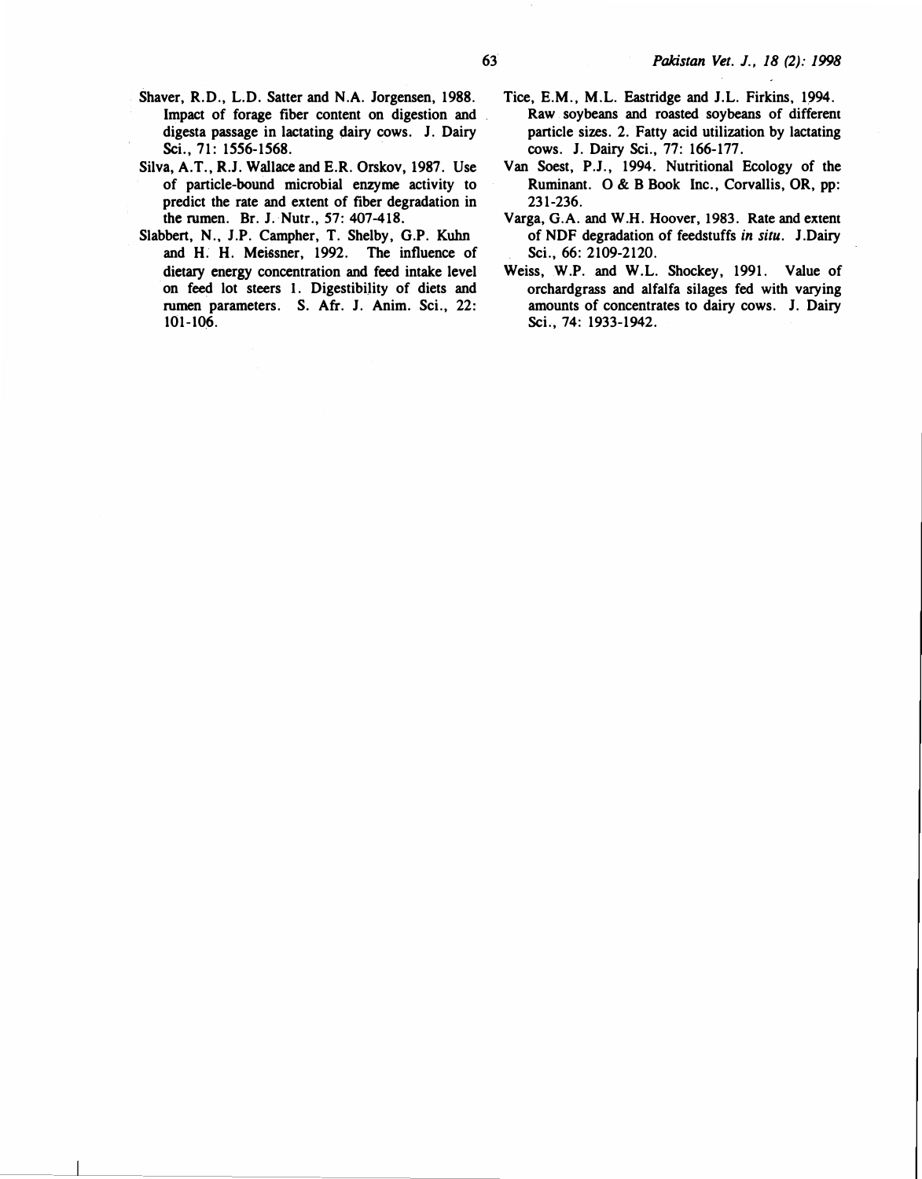Shaver, R.D., L.D. Satter and N.A. Jorgensen, 1988. Impact of forage fiber content on digestion and digesta passage in lactating dairy cows. J. Dairy Sci., 71: 1556-1568.

Silva, A.T., R.J. Wallace and E.R. Orskov, 1987. Use of particle-bound microbial enzyme activity to predict the rate and extent of fiber degradation in the rumen. Br. J. Nutr., 57: 407-418.

Slabbert, N., J.P. Campher, T. Shelby, G.P. Kuhn and H. H. Meissner, 1992. The influence of dietary energy concentration and feed intake level on feed lot steers 1. Digestibility of diets and rumen parameters. S. Afr. J. Anim. Sci., 22: 101-106.

Tice, E.M., M.L. Eastridge and J.L. Firkins, 1994. Raw soybeans and roasted soybeans of different particle sizes. 2. Fatty acid utilization by lactating cows. J. Dairy Sci., 77: 166-177.

Van Soest, P.J., 1994. Nutritional Ecology of the Ruminant. O & B Book Inc., Corvallis, OR, pp: 231-236.

Varga, G.A. and W.H. Hoover, 1983. Rate and extent of NDF degradation of feedstuffs *in situ*. J.Dairy Sci., 66: 2109-2120.

Weiss, W.P. and W.L. Shockey, 1991. Value of orchardgrass and alfalfa silages fed with varying amounts of concentrates to dairy cows. J. Dairy Sci., 74: 1933-1942.